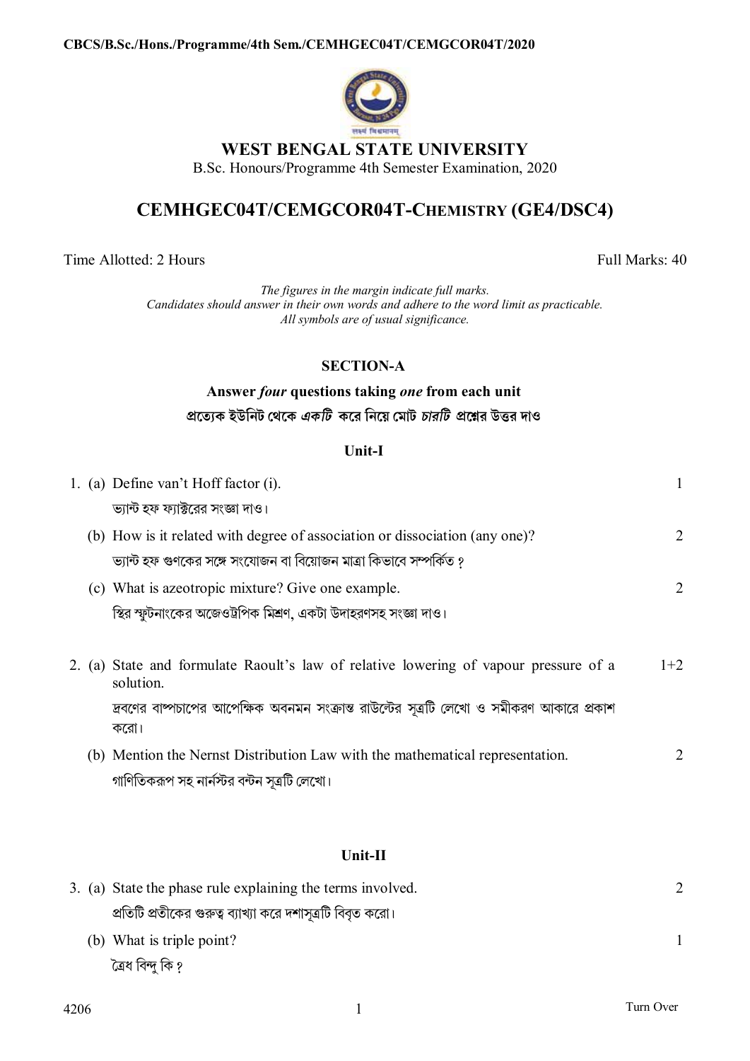# WEST BENGAL STATE UNIVERSITY

B.Sc. Honours/Programme 4th Semester Examination, 2020

## CEMHGEC04T/CEMGCOR04T-CHEMISTRY (GE4/DSC4)

Time Allotted: 2 Hours | Full Marks: 40

*The figures in the margin indicate full marks.*
*Candidates should answer in their own words and adhere to the word limit as practicable.*
*All symbols are of usual significance.*

### SECTION-A

**Answer *four* questions taking *one* from each unit**

**প্রত্যেক ইউনিট থেকে *একটি* করে নিয়ে মোট *চারটি* প্রশ্নের উত্তর দাও**

#### Unit-I

1. (a) Define van't Hoff factor (i). — 1

   ভ্যান্ট হফ ফ্যাক্টরের সংজ্ঞা দাও।

   (b) How is it related with degree of association or dissociation (any one)? — 2

   ভ্যান্ট হফ গুণকের সঙ্গে সংযোজন বা বিয়োজন মাত্রা কিভাবে সম্পর্কিত ?

   (c) What is azeotropic mixture? Give one example. — 2

   স্থির স্ফুটনাংকের অজেওট্রপিক মিশ্রণ, একটা উদাহরণসহ সংজ্ঞা দাও।

2. (a) State and formulate Raoult's law of relative lowering of vapour pressure of a solution. — 1+2

   দ্রবণের বাষ্পচাপের আপেক্ষিক অবনমন সংক্রান্ত রাউল্টের সূত্রটি লেখো ও সমীকরণ আকারে প্রকাশ করো।

   (b) Mention the Nernst Distribution Law with the mathematical representation. — 2

   গাণিতিকরূপ সহ নার্নস্টর বন্টন সূত্রটি লেখো।

#### Unit-II

3. (a) State the phase rule explaining the terms involved. — 2

   প্রতিটি প্রতীকের গুরুত্ব ব্যাখ্যা করে দশাসূত্রটি বিবৃত করো।

   (b) What is triple point? — 1

   ত্রৈধ বিন্দু কি ?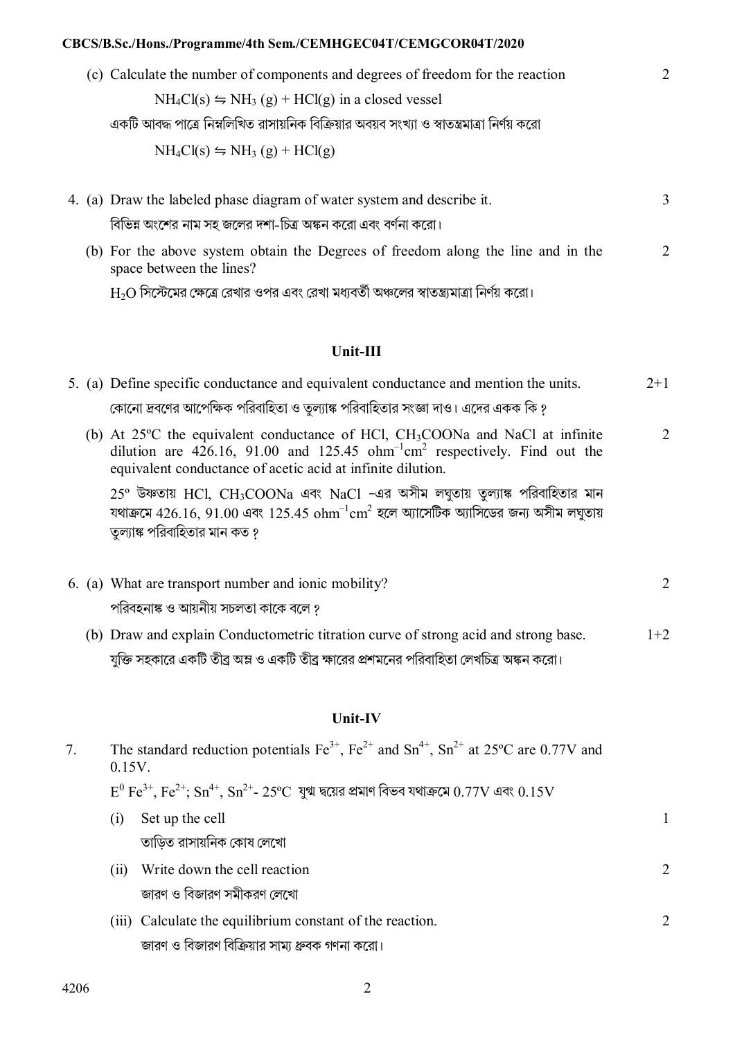(c) Calculate the number of components and degrees of freedom for the reaction $NH_4Cl(s) \leftrightharpoons NH_3(g) + HCl(g)$ in a closed vessel 2

একটি আবদ্ধ পাত্রে নিম্নলিখিত রাসায়নিক বিক্রিয়ার অবয়ব সংখ্যা ও স্বাতন্ত্রমাত্রা নির্ণয় করো

$NH_4Cl(s) \leftrightharpoons NH_3(g) + HCl(g)$

4. (a) Draw the labeled phase diagram of water system and describe it. 3

বিভিন্ন অংশের নাম সহ জলের দশা-চিত্র অঙ্কন করো এবং বর্ণনা করো।

(b) For the above system obtain the Degrees of freedom along the line and in the space between the lines? 2

$H_2O$ সিস্টেমের ক্ষেত্রে রেখার ওপর এবং রেখা মধ্যবর্তী অঞ্চলের স্বাতন্ত্র্যমাত্রা নির্ণয় করো।

## Unit-III

5. (a) Define specific conductance and equivalent conductance and mention the units. 2+1

কোনো দ্রবণের আপেক্ষিক পরিবাহিতা ও তুল্যাঙ্ক পরিবাহিতার সংজ্ঞা দাও। এদের একক কি ?

(b) At 25ºC the equivalent conductance of HCl, $CH_3COONa$ and NaCl at infinite dilution are 426.16, 91.00 and 125.45 $ohm^{-1}cm^2$ respectively. Find out the equivalent conductance of acetic acid at infinite dilution. 2

25º উষ্ণতায় HCl, $CH_3COONa$ এবং NaCl -এর অসীম লঘুতায় তুল্যাঙ্ক পরিবাহিতার মান যথাক্রমে 426.16, 91.00 এবং 125.45 $ohm^{-1}cm^2$ হলে অ্যাসেটিক অ্যাসিডের জন্য অসীম লঘুতায় তুল্যাঙ্ক পরিবাহিতার মান কত ?

6. (a) What are transport number and ionic mobility? 2

পরিবহনাঙ্ক ও আয়নীয় সচলতা কাকে বলে ?

(b) Draw and explain Conductometric titration curve of strong acid and strong base. 1+2

যুক্তি সহকারে একটি তীব্র অম্ল ও একটি তীব্র ক্ষারের প্রশমনের পরিবাহিতা লেখচিত্র অঙ্কন করো।

## Unit-IV

7. The standard reduction potentials $Fe^{3+}$, $Fe^{2+}$ and $Sn^{4+}$, $Sn^{2+}$ at 25ºC are 0.77V and 0.15V.

$E^0$ $Fe^{3+}$, $Fe^{2+}$; $Sn^{4+}$, $Sn^{2+}$- 25ºC যুগ্ম দ্বয়ের প্রমাণ বিভব যথাক্রমে 0.77V এবং 0.15V

(i) Set up the cell 1

তাড়িত রাসায়নিক কোষ লেখো

(ii) Write down the cell reaction 2

জারণ ও বিজারণ সমীকরণ লেখো

(iii) Calculate the equilibrium constant of the reaction. 2

জারণ ও বিজারণ বিক্রিয়ার সাম্য ধ্রুবক গণনা করো।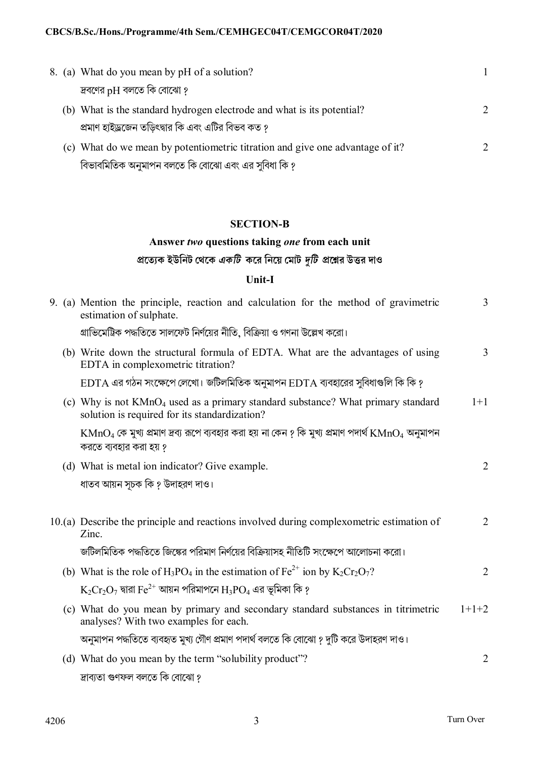8. (a) What do you mean by pH of a solution? — 1

   দ্রবণের pH বলতে কি বোঝো ?

   (b) What is the standard hydrogen electrode and what is its potential? — 2

   প্রমাণ হাইড্রজেন তড়িৎদ্বার কি এবং এটির বিভব কত ?

   (c) What do we mean by potentiometric titration and give one advantage of it? — 2

   বিভাবমিতিক অনুমাপন বলতে কি বোঝো এবং এর সুবিধা কি ?

## SECTION-B

### Answer *two* questions taking *one* from each unit

### প্রত্যেক ইউনিট থেকে *একটি* করে নিয়ে মোট *দুটি* প্রশ্নের উত্তর দাও

### Unit-I

9. (a) Mention the principle, reaction and calculation for the method of gravimetric estimation of sulphate. — 3

   গ্রাভিমেট্রিক পদ্ধতিতে সালফেট নির্ণয়ের নীতি, বিক্রিয়া ও গণনা উল্লেখ করো।

   (b) Write down the structural formula of EDTA. What are the advantages of using EDTA in complexometric titration? — 3

   EDTA এর গঠন সংক্ষেপে লেখো। জটিলমিতিক অনুমাপন EDTA ব্যবহারের সুবিধাগুলি কি কি ?

   (c) Why is not $KMnO_4$ used as a primary standard substance? What primary standard solution is required for its standardization? — 1+1

   $KMnO_4$ কে মুখ্য প্রমাণ দ্রব্য রূপে ব্যবহার করা হয় না কেন ? কি মুখ্য প্রমাণ পদার্থ $KMnO_4$ অনুমাপন করতে ব্যবহার করা হয় ?

   (d) What is metal ion indicator? Give example. — 2

   ধাতব আয়ন সূচক কি ? উদাহরণ দাও।

10. (a) Describe the principle and reactions involved during complexometric estimation of Zinc. — 2

   জটিলমিতিক পদ্ধতিতে জিঙ্কের পরিমাণ নির্ণয়ের বিক্রিয়াসহ নীতিটি সংক্ষেপে আলোচনা করো।

   (b) What is the role of $H_3PO_4$ in the estimation of $Fe^{2+}$ ion by $K_2Cr_2O_7$? — 2

   $K_2Cr_2O_7$ দ্বারা $Fe^{2+}$ আয়ন পরিমাপনে $H_3PO_4$ এর ভূমিকা কি ?

   (c) What do you mean by primary and secondary standard substances in titrimetric analyses? With two examples for each. — 1+1+2

   অনুমাপন পদ্ধতিতে ব্যবহৃত মুখ্য গৌণ প্রমাণ পদার্থ বলতে কি বোঝো ? দুটি করে উদাহরণ দাও।

   (d) What do you mean by the term "solubility product"? — 2

   দ্রাব্যতা গুণফল বলতে কি বোঝো ?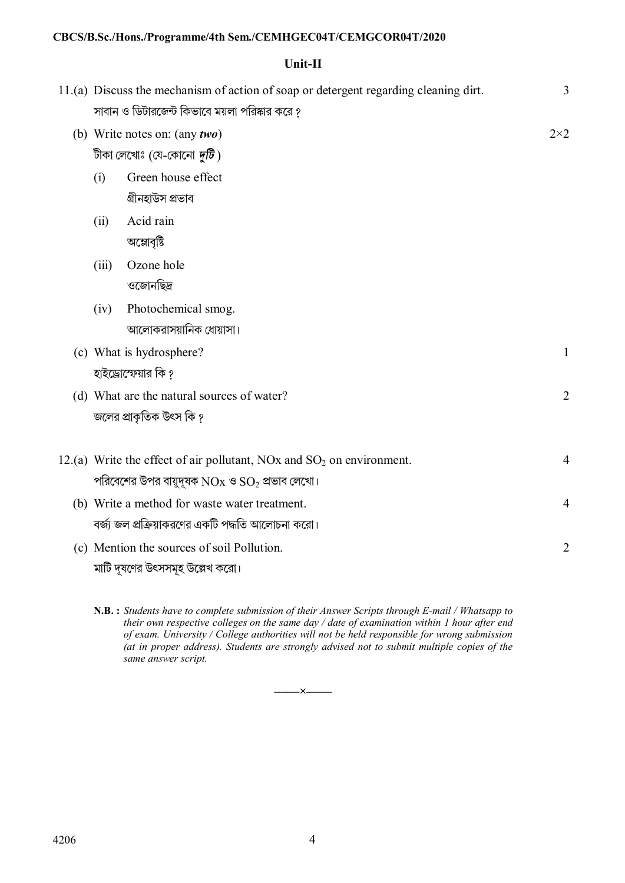## Unit-II

11.(a) Discuss the mechanism of action of soap or detergent regarding cleaning dirt. 3

সাবান ও ডিটারজেন্ট কিভাবে ময়লা পরিষ্কার করে?

(b) Write notes on: (any ***two***) 2×2

টীকা লেখোঃ (যে-কোনো ***দুটি***)

(i) Green house effect

গ্রীনহাউস প্রভাব

(ii) Acid rain

অম্লোবৃষ্টি

(iii) Ozone hole

ওজোনছিদ্র

(iv) Photochemical smog.

আলোকরাসয়ানিক ধোয়াসা।

(c) What is hydrosphere? 1

হাইড্রোস্ফেয়ার কি?

(d) What are the natural sources of water? 2

জলের প্রাকৃতিক উৎস কি?

12.(a) Write the effect of air pollutant, NOx and $SO_2$ on environment. 4

পরিবেশের উপর বায়ুদূষক NOx ও $SO_2$ প্রভাব লেখো।

(b) Write a method for waste water treatment. 4

বর্জ্য জল প্রক্রিয়াকরণের একটি পদ্ধতি আলোচনা করো।

(c) Mention the sources of soil Pollution. 2

মাটি দূষণের উৎসসমূহ উল্লেখ করো।

**N.B. :** *Students have to complete submission of their Answer Scripts through E-mail / Whatsapp to their own respective colleges on the same day / date of examination within 1 hour after end of exam. University / College authorities will not be held responsible for wrong submission (at in proper address). Students are strongly advised not to submit multiple copies of the same answer script.*

——×——